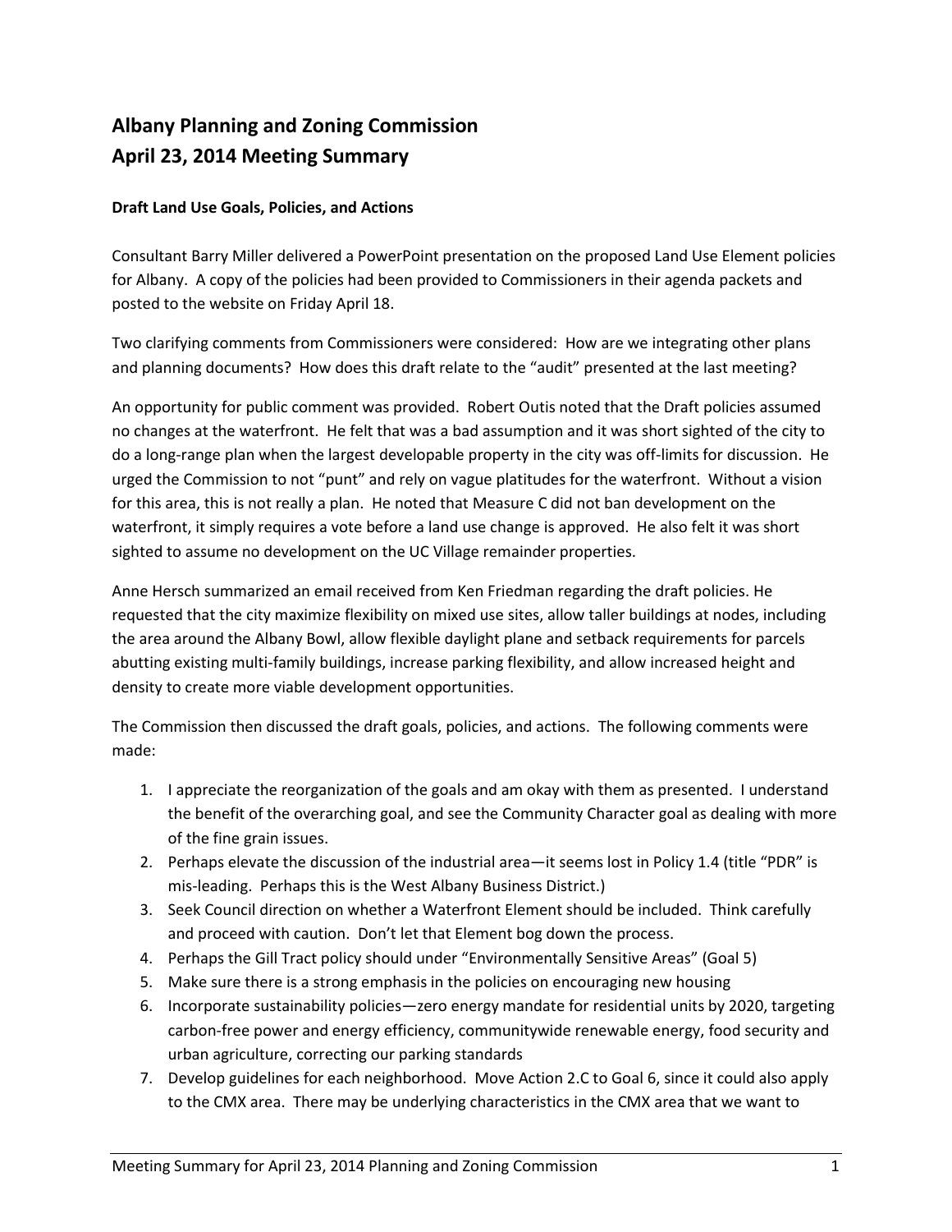# Albany Planning and Zoning Commission
# April 23, 2014 Meeting Summary

### Draft Land Use Goals, Policies, and Actions

Consultant Barry Miller delivered a PowerPoint presentation on the proposed Land Use Element policies for Albany. A copy of the policies had been provided to Commissioners in their agenda packets and posted to the website on Friday April 18.

Two clarifying comments from Commissioners were considered: How are we integrating other plans and planning documents? How does this draft relate to the "audit" presented at the last meeting?

An opportunity for public comment was provided. Robert Outis noted that the Draft policies assumed no changes at the waterfront. He felt that was a bad assumption and it was short sighted of the city to do a long-range plan when the largest developable property in the city was off-limits for discussion. He urged the Commission to not "punt" and rely on vague platitudes for the waterfront. Without a vision for this area, this is not really a plan. He noted that Measure C did not ban development on the waterfront, it simply requires a vote before a land use change is approved. He also felt it was short sighted to assume no development on the UC Village remainder properties.

Anne Hersch summarized an email received from Ken Friedman regarding the draft policies. He requested that the city maximize flexibility on mixed use sites, allow taller buildings at nodes, including the area around the Albany Bowl, allow flexible daylight plane and setback requirements for parcels abutting existing multi-family buildings, increase parking flexibility, and allow increased height and density to create more viable development opportunities.

The Commission then discussed the draft goals, policies, and actions. The following comments were made:

1. I appreciate the reorganization of the goals and am okay with them as presented. I understand the benefit of the overarching goal, and see the Community Character goal as dealing with more of the fine grain issues.
2. Perhaps elevate the discussion of the industrial area—it seems lost in Policy 1.4 (title "PDR" is mis-leading. Perhaps this is the West Albany Business District.)
3. Seek Council direction on whether a Waterfront Element should be included. Think carefully and proceed with caution. Don't let that Element bog down the process.
4. Perhaps the Gill Tract policy should under "Environmentally Sensitive Areas" (Goal 5)
5. Make sure there is a strong emphasis in the policies on encouraging new housing
6. Incorporate sustainability policies—zero energy mandate for residential units by 2020, targeting carbon-free power and energy efficiency, communitywide renewable energy, food security and urban agriculture, correcting our parking standards
7. Develop guidelines for each neighborhood. Move Action 2.C to Goal 6, since it could also apply to the CMX area. There may be underlying characteristics in the CMX area that we want to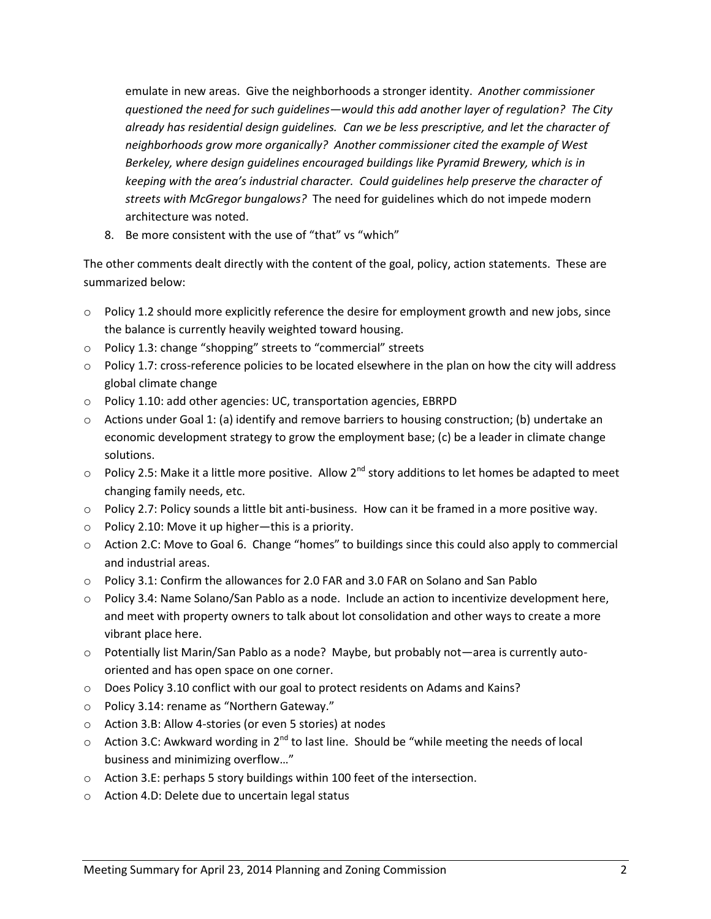emulate in new areas. Give the neighborhoods a stronger identity. *Another commissioner questioned the need for such guidelines—would this add another layer of regulation? The City already has residential design guidelines. Can we be less prescriptive, and let the character of neighborhoods grow more organically? Another commissioner cited the example of West Berkeley, where design guidelines encouraged buildings like Pyramid Brewery, which is in keeping with the area's industrial character. Could guidelines help preserve the character of streets with McGregor bungalows?* The need for guidelines which do not impede modern architecture was noted.

8. Be more consistent with the use of "that" vs "which"

The other comments dealt directly with the content of the goal, policy, action statements. These are summarized below:

- Policy 1.2 should more explicitly reference the desire for employment growth and new jobs, since the balance is currently heavily weighted toward housing.
- Policy 1.3: change "shopping" streets to "commercial" streets
- Policy 1.7: cross-reference policies to be located elsewhere in the plan on how the city will address global climate change
- Policy 1.10: add other agencies: UC, transportation agencies, EBRPD
- Actions under Goal 1: (a) identify and remove barriers to housing construction; (b) undertake an economic development strategy to grow the employment base; (c) be a leader in climate change solutions.
- Policy 2.5: Make it a little more positive. Allow 2nd story additions to let homes be adapted to meet changing family needs, etc.
- Policy 2.7: Policy sounds a little bit anti-business. How can it be framed in a more positive way.
- Policy 2.10: Move it up higher—this is a priority.
- Action 2.C: Move to Goal 6. Change "homes" to buildings since this could also apply to commercial and industrial areas.
- Policy 3.1: Confirm the allowances for 2.0 FAR and 3.0 FAR on Solano and San Pablo
- Policy 3.4: Name Solano/San Pablo as a node. Include an action to incentivize development here, and meet with property owners to talk about lot consolidation and other ways to create a more vibrant place here.
- Potentially list Marin/San Pablo as a node? Maybe, but probably not—area is currently auto-oriented and has open space on one corner.
- Does Policy 3.10 conflict with our goal to protect residents on Adams and Kains?
- Policy 3.14: rename as "Northern Gateway."
- Action 3.B: Allow 4-stories (or even 5 stories) at nodes
- Action 3.C: Awkward wording in 2nd to last line. Should be "while meeting the needs of local business and minimizing overflow…"
- Action 3.E: perhaps 5 story buildings within 100 feet of the intersection.
- Action 4.D: Delete due to uncertain legal status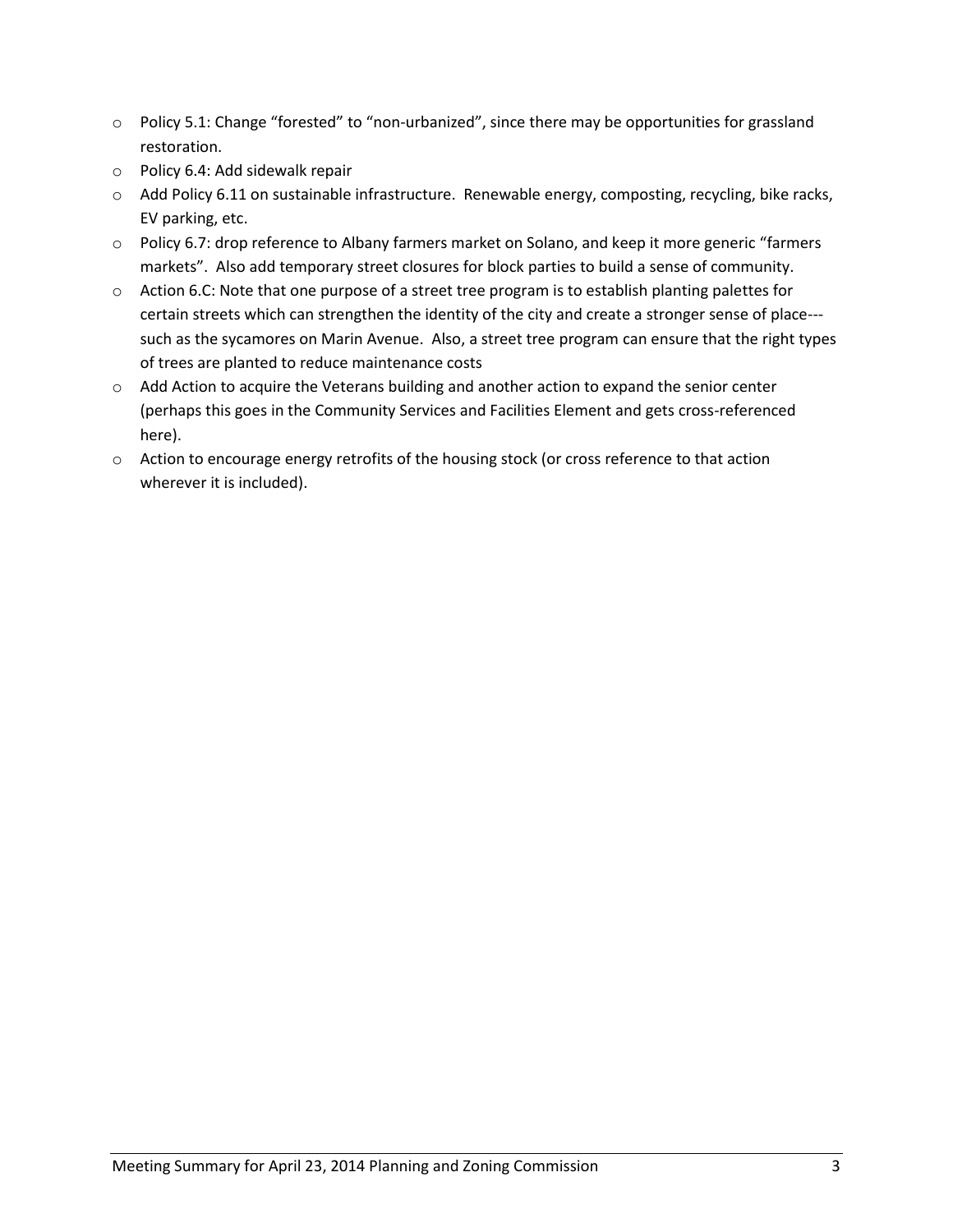- Policy 5.1: Change "forested" to "non-urbanized", since there may be opportunities for grassland restoration.
- Policy 6.4: Add sidewalk repair
- Add Policy 6.11 on sustainable infrastructure. Renewable energy, composting, recycling, bike racks, EV parking, etc.
- Policy 6.7: drop reference to Albany farmers market on Solano, and keep it more generic "farmers markets". Also add temporary street closures for block parties to build a sense of community.
- Action 6.C: Note that one purpose of a street tree program is to establish planting palettes for certain streets which can strengthen the identity of the city and create a stronger sense of place---such as the sycamores on Marin Avenue. Also, a street tree program can ensure that the right types of trees are planted to reduce maintenance costs
- Add Action to acquire the Veterans building and another action to expand the senior center (perhaps this goes in the Community Services and Facilities Element and gets cross-referenced here).
- Action to encourage energy retrofits of the housing stock (or cross reference to that action wherever it is included).